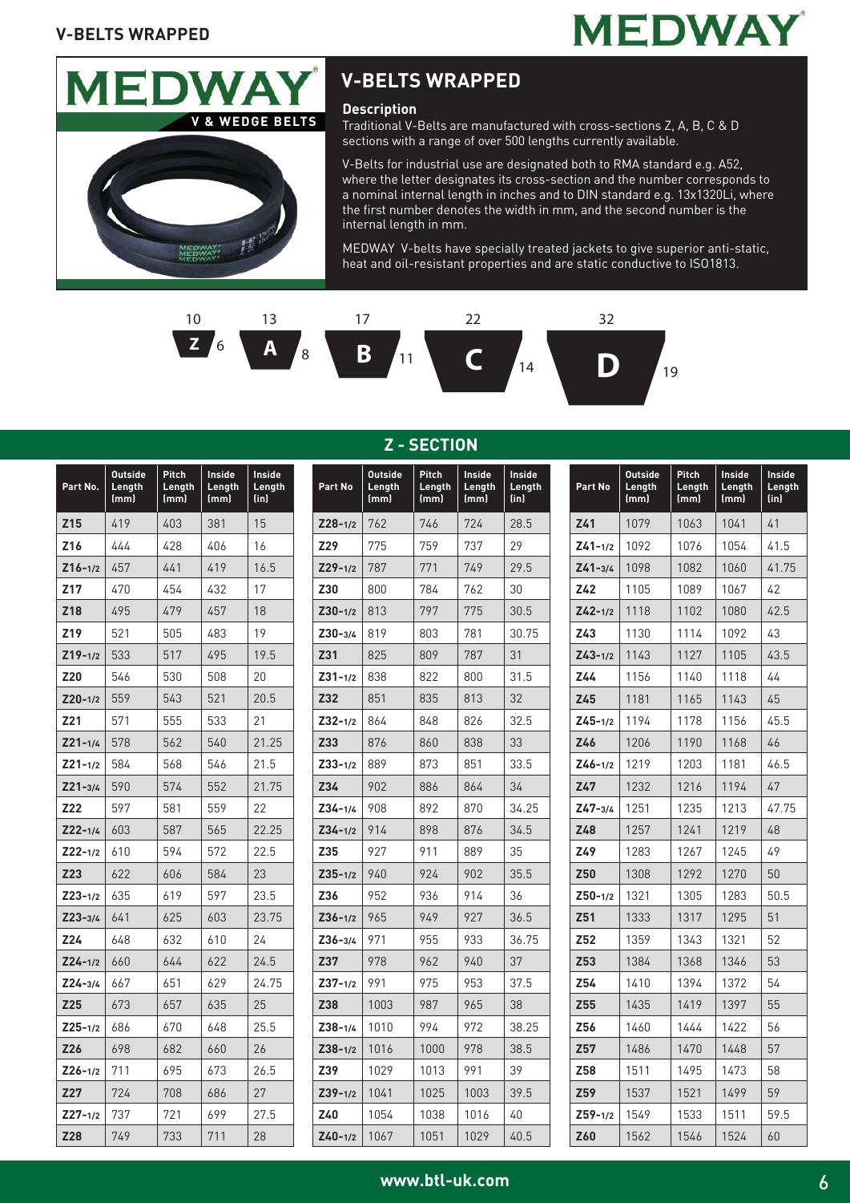# V-BELTS WRAPPED

### Description

Traditional V-Belts are manufactured with cross-sections Z, A, B, C & D sections with a range of over 500 lengths currently available.

V-Belts for industrial use are designated both to RMA standard e.g. A52, where the letter designates its cross-section and the number corresponds to a nominal internal length in inches and to DIN standard e.g. 13x1320Li, where the first number denotes the width in mm, and the second number is the internal length in mm.

MEDWAY V-belts have specially treated jackets to give superior anti-static, heat and oil-resistant properties and are static conductive to ISO1813.

| Section | Width | Height |
|---|---|---|
| Z | 10 | 6 |
| A | 13 | 8 |
| B | 17 | 11 |
| C | 22 | 14 |
| D | 32 | 19 |

## Z - SECTION

| Part No. | Outside Length (mm) | Pitch Length (mm) | Inside Length (mm) | Inside Length (in) |
|---|---|---|---|---|
| Z15 | 419 | 403 | 381 | 15 |
| Z16 | 444 | 428 | 406 | 16 |
| Z16-1/2 | 457 | 441 | 419 | 16.5 |
| Z17 | 470 | 454 | 432 | 17 |
| Z18 | 495 | 479 | 457 | 18 |
| Z19 | 521 | 505 | 483 | 19 |
| Z19-1/2 | 533 | 517 | 495 | 19.5 |
| Z20 | 546 | 530 | 508 | 20 |
| Z20-1/2 | 559 | 543 | 521 | 20.5 |
| Z21 | 571 | 555 | 533 | 21 |
| Z21-1/4 | 578 | 562 | 540 | 21.25 |
| Z21-1/2 | 584 | 568 | 546 | 21.5 |
| Z21-3/4 | 590 | 574 | 552 | 21.75 |
| Z22 | 597 | 581 | 559 | 22 |
| Z22-1/4 | 603 | 587 | 565 | 22.25 |
| Z22-1/2 | 610 | 594 | 572 | 22.5 |
| Z23 | 622 | 606 | 584 | 23 |
| Z23-1/2 | 635 | 619 | 597 | 23.5 |
| Z23-3/4 | 641 | 625 | 603 | 23.75 |
| Z24 | 648 | 632 | 610 | 24 |
| Z24-1/2 | 660 | 644 | 622 | 24.5 |
| Z24-3/4 | 667 | 651 | 629 | 24.75 |
| Z25 | 673 | 657 | 635 | 25 |
| Z25-1/2 | 686 | 670 | 648 | 25.5 |
| Z26 | 698 | 682 | 660 | 26 |
| Z26-1/2 | 711 | 695 | 673 | 26.5 |
| Z27 | 724 | 708 | 686 | 27 |
| Z27-1/2 | 737 | 721 | 699 | 27.5 |
| Z28 | 749 | 733 | 711 | 28 |
| Z28-1/2 | 762 | 746 | 724 | 28.5 |
| Z29 | 775 | 759 | 737 | 29 |
| Z29-1/2 | 787 | 771 | 749 | 29.5 |
| Z30 | 800 | 784 | 762 | 30 |
| Z30-1/2 | 813 | 797 | 775 | 30.5 |
| Z30-3/4 | 819 | 803 | 781 | 30.75 |
| Z31 | 825 | 809 | 787 | 31 |
| Z31-1/2 | 838 | 822 | 800 | 31.5 |
| Z32 | 851 | 835 | 813 | 32 |
| Z32-1/2 | 864 | 848 | 826 | 32.5 |
| Z33 | 876 | 860 | 838 | 33 |
| Z33-1/2 | 889 | 873 | 851 | 33.5 |
| Z34 | 902 | 886 | 864 | 34 |
| Z34-1/4 | 908 | 892 | 870 | 34.25 |
| Z34-1/2 | 914 | 898 | 876 | 34.5 |
| Z35 | 927 | 911 | 889 | 35 |
| Z35-1/2 | 940 | 924 | 902 | 35.5 |
| Z36 | 952 | 936 | 914 | 36 |
| Z36-1/2 | 965 | 949 | 927 | 36.5 |
| Z36-3/4 | 971 | 955 | 933 | 36.75 |
| Z37 | 978 | 962 | 940 | 37 |
| Z37-1/2 | 991 | 975 | 953 | 37.5 |
| Z38 | 1003 | 987 | 965 | 38 |
| Z38-1/4 | 1010 | 994 | 972 | 38.25 |
| Z38-1/2 | 1016 | 1000 | 978 | 38.5 |
| Z39 | 1029 | 1013 | 991 | 39 |
| Z39-1/2 | 1041 | 1025 | 1003 | 39.5 |
| Z40 | 1054 | 1038 | 1016 | 40 |
| Z40-1/2 | 1067 | 1051 | 1029 | 40.5 |
| Z41 | 1079 | 1063 | 1041 | 41 |
| Z41-1/2 | 1092 | 1076 | 1054 | 41.5 |
| Z41-3/4 | 1098 | 1082 | 1060 | 41.75 |
| Z42 | 1105 | 1089 | 1067 | 42 |
| Z42-1/2 | 1118 | 1102 | 1080 | 42.5 |
| Z43 | 1130 | 1114 | 1092 | 43 |
| Z43-1/2 | 1143 | 1127 | 1105 | 43.5 |
| Z44 | 1156 | 1140 | 1118 | 44 |
| Z45 | 1181 | 1165 | 1143 | 45 |
| Z45-1/2 | 1194 | 1178 | 1156 | 45.5 |
| Z46 | 1206 | 1190 | 1168 | 46 |
| Z46-1/2 | 1219 | 1203 | 1181 | 46.5 |
| Z47 | 1232 | 1216 | 1194 | 47 |
| Z47-3/4 | 1251 | 1235 | 1213 | 47.75 |
| Z48 | 1257 | 1241 | 1219 | 48 |
| Z49 | 1283 | 1267 | 1245 | 49 |
| Z50 | 1308 | 1292 | 1270 | 50 |
| Z50-1/2 | 1321 | 1305 | 1283 | 50.5 |
| Z51 | 1333 | 1317 | 1295 | 51 |
| Z52 | 1359 | 1343 | 1321 | 52 |
| Z53 | 1384 | 1368 | 1346 | 53 |
| Z54 | 1410 | 1394 | 1372 | 54 |
| Z55 | 1435 | 1419 | 1397 | 55 |
| Z56 | 1460 | 1444 | 1422 | 56 |
| Z57 | 1486 | 1470 | 1448 | 57 |
| Z58 | 1511 | 1495 | 1473 | 58 |
| Z59 | 1537 | 1521 | 1499 | 59 |
| Z59-1/2 | 1549 | 1533 | 1511 | 59.5 |
| Z60 | 1562 | 1546 | 1524 | 60 |

www.btl-uk.com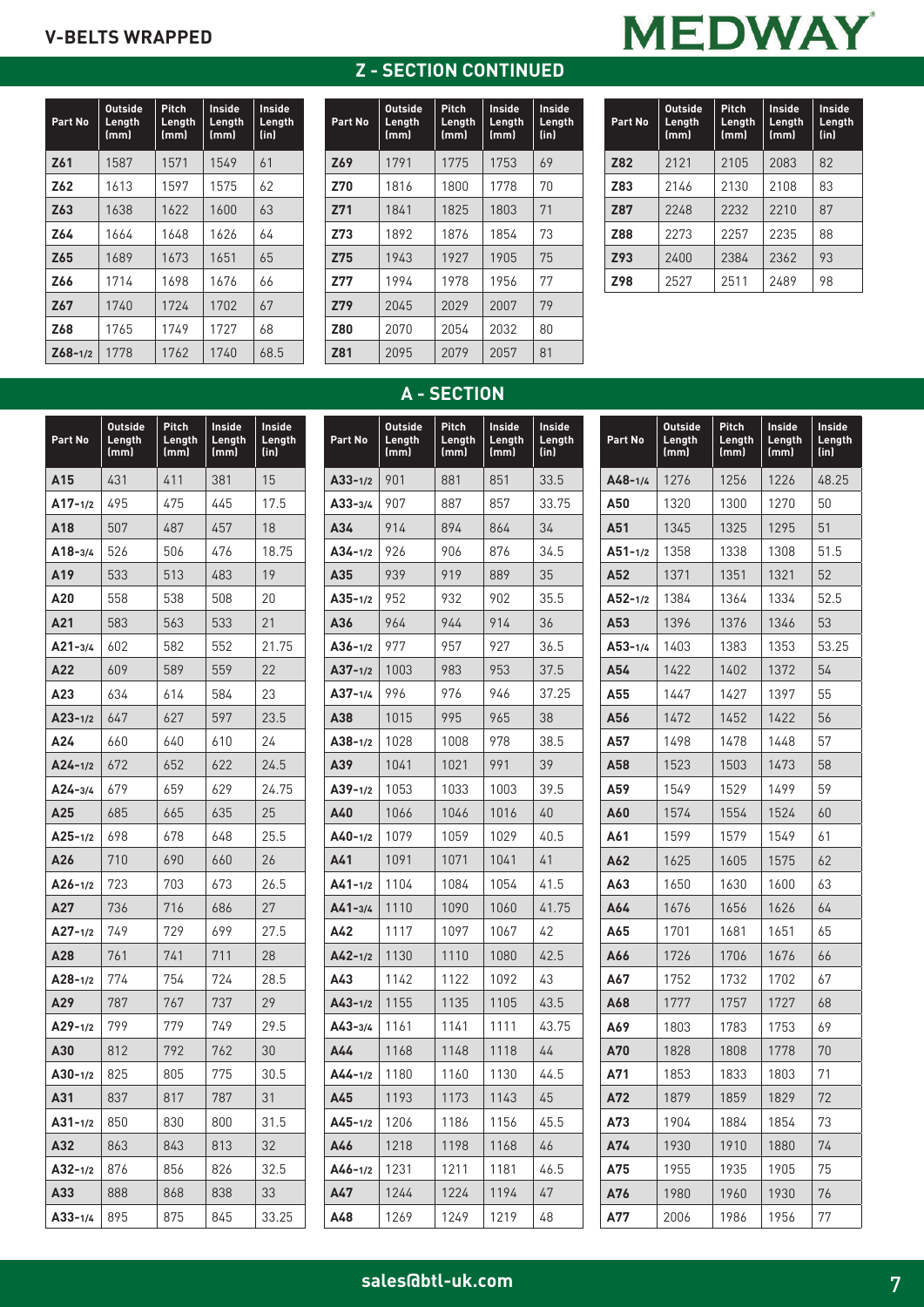## V-BELTS WRAPPED

## Z - SECTION CONTINUED

| Part No | Outside Length (mm) | Pitch Length (mm) | Inside Length (mm) | Inside Length (in) |
|---|---|---|---|---|
| Z61 | 1587 | 1571 | 1549 | 61 |
| Z62 | 1613 | 1597 | 1575 | 62 |
| Z63 | 1638 | 1622 | 1600 | 63 |
| Z64 | 1664 | 1648 | 1626 | 64 |
| Z65 | 1689 | 1673 | 1651 | 65 |
| Z66 | 1714 | 1698 | 1676 | 66 |
| Z67 | 1740 | 1724 | 1702 | 67 |
| Z68 | 1765 | 1749 | 1727 | 68 |
| Z68-1/2 | 1778 | 1762 | 1740 | 68.5 |
| Z69 | 1791 | 1775 | 1753 | 69 |
| Z70 | 1816 | 1800 | 1778 | 70 |
| Z71 | 1841 | 1825 | 1803 | 71 |
| Z73 | 1892 | 1876 | 1854 | 73 |
| Z75 | 1943 | 1927 | 1905 | 75 |
| Z77 | 1994 | 1978 | 1956 | 77 |
| Z79 | 2045 | 2029 | 2007 | 79 |
| Z80 | 2070 | 2054 | 2032 | 80 |
| Z81 | 2095 | 2079 | 2057 | 81 |
| Z82 | 2121 | 2105 | 2083 | 82 |
| Z83 | 2146 | 2130 | 2108 | 83 |
| Z87 | 2248 | 2232 | 2210 | 87 |
| Z88 | 2273 | 2257 | 2235 | 88 |
| Z93 | 2400 | 2384 | 2362 | 93 |
| Z98 | 2527 | 2511 | 2489 | 98 |

## A - SECTION

| Part No | Outside Length (mm) | Pitch Length (mm) | Inside Length (mm) | Inside Length (in) |
|---|---|---|---|---|
| A15 | 431 | 411 | 381 | 15 |
| A17-1/2 | 495 | 475 | 445 | 17.5 |
| A18 | 507 | 487 | 457 | 18 |
| A18-3/4 | 526 | 506 | 476 | 18.75 |
| A19 | 533 | 513 | 483 | 19 |
| A20 | 558 | 538 | 508 | 20 |
| A21 | 583 | 563 | 533 | 21 |
| A21-3/4 | 602 | 582 | 552 | 21.75 |
| A22 | 609 | 589 | 559 | 22 |
| A23 | 634 | 614 | 584 | 23 |
| A23-1/2 | 647 | 627 | 597 | 23.5 |
| A24 | 660 | 640 | 610 | 24 |
| A24-1/2 | 672 | 652 | 622 | 24.5 |
| A24-3/4 | 679 | 659 | 629 | 24.75 |
| A25 | 685 | 665 | 635 | 25 |
| A25-1/2 | 698 | 678 | 648 | 25.5 |
| A26 | 710 | 690 | 660 | 26 |
| A26-1/2 | 723 | 703 | 673 | 26.5 |
| A27 | 736 | 716 | 686 | 27 |
| A27-1/2 | 749 | 729 | 699 | 27.5 |
| A28 | 761 | 741 | 711 | 28 |
| A28-1/2 | 774 | 754 | 724 | 28.5 |
| A29 | 787 | 767 | 737 | 29 |
| A29-1/2 | 799 | 779 | 749 | 29.5 |
| A30 | 812 | 792 | 762 | 30 |
| A30-1/2 | 825 | 805 | 775 | 30.5 |
| A31 | 837 | 817 | 787 | 31 |
| A31-1/2 | 850 | 830 | 800 | 31.5 |
| A32 | 863 | 843 | 813 | 32 |
| A32-1/2 | 876 | 856 | 826 | 32.5 |
| A33 | 888 | 868 | 838 | 33 |
| A33-1/4 | 895 | 875 | 845 | 33.25 |
| A33-1/2 | 901 | 881 | 851 | 33.5 |
| A33-3/4 | 907 | 887 | 857 | 33.75 |
| A34 | 914 | 894 | 864 | 34 |
| A34-1/2 | 926 | 906 | 876 | 34.5 |
| A35 | 939 | 919 | 889 | 35 |
| A35-1/2 | 952 | 932 | 902 | 35.5 |
| A36 | 964 | 944 | 914 | 36 |
| A36-1/2 | 977 | 957 | 927 | 36.5 |
| A37-1/2 | 1003 | 983 | 953 | 37.5 |
| A37-1/4 | 996 | 976 | 946 | 37.25 |
| A38 | 1015 | 995 | 965 | 38 |
| A38-1/2 | 1028 | 1008 | 978 | 38.5 |
| A39 | 1041 | 1021 | 991 | 39 |
| A39-1/2 | 1053 | 1033 | 1003 | 39.5 |
| A40 | 1066 | 1046 | 1016 | 40 |
| A40-1/2 | 1079 | 1059 | 1029 | 40.5 |
| A41 | 1091 | 1071 | 1041 | 41 |
| A41-1/2 | 1104 | 1084 | 1054 | 41.5 |
| A41-3/4 | 1110 | 1090 | 1060 | 41.75 |
| A42 | 1117 | 1097 | 1067 | 42 |
| A42-1/2 | 1130 | 1110 | 1080 | 42.5 |
| A43 | 1142 | 1122 | 1092 | 43 |
| A43-1/2 | 1155 | 1135 | 1105 | 43.5 |
| A43-3/4 | 1161 | 1141 | 1111 | 43.75 |
| A44 | 1168 | 1148 | 1118 | 44 |
| A44-1/2 | 1180 | 1160 | 1130 | 44.5 |
| A45 | 1193 | 1173 | 1143 | 45 |
| A45-1/2 | 1206 | 1186 | 1156 | 45.5 |
| A46 | 1218 | 1198 | 1168 | 46 |
| A46-1/2 | 1231 | 1211 | 1181 | 46.5 |
| A47 | 1244 | 1224 | 1194 | 47 |
| A48 | 1269 | 1249 | 1219 | 48 |
| A48-1/4 | 1276 | 1256 | 1226 | 48.25 |
| A50 | 1320 | 1300 | 1270 | 50 |
| A51 | 1345 | 1325 | 1295 | 51 |
| A51-1/2 | 1358 | 1338 | 1308 | 51.5 |
| A52 | 1371 | 1351 | 1321 | 52 |
| A52-1/2 | 1384 | 1364 | 1334 | 52.5 |
| A53 | 1396 | 1376 | 1346 | 53 |
| A53-1/4 | 1403 | 1383 | 1353 | 53.25 |
| A54 | 1422 | 1402 | 1372 | 54 |
| A55 | 1447 | 1427 | 1397 | 55 |
| A56 | 1472 | 1452 | 1422 | 56 |
| A57 | 1498 | 1478 | 1448 | 57 |
| A58 | 1523 | 1503 | 1473 | 58 |
| A59 | 1549 | 1529 | 1499 | 59 |
| A60 | 1574 | 1554 | 1524 | 60 |
| A61 | 1599 | 1579 | 1549 | 61 |
| A62 | 1625 | 1605 | 1575 | 62 |
| A63 | 1650 | 1630 | 1600 | 63 |
| A64 | 1676 | 1656 | 1626 | 64 |
| A65 | 1701 | 1681 | 1651 | 65 |
| A66 | 1726 | 1706 | 1676 | 66 |
| A67 | 1752 | 1732 | 1702 | 67 |
| A68 | 1777 | 1757 | 1727 | 68 |
| A69 | 1803 | 1783 | 1753 | 69 |
| A70 | 1828 | 1808 | 1778 | 70 |
| A71 | 1853 | 1833 | 1803 | 71 |
| A72 | 1879 | 1859 | 1829 | 72 |
| A73 | 1904 | 1884 | 1854 | 73 |
| A74 | 1930 | 1910 | 1880 | 74 |
| A75 | 1955 | 1935 | 1905 | 75 |
| A76 | 1980 | 1960 | 1930 | 76 |
| A77 | 2006 | 1986 | 1956 | 77 |

sales@btl-uk.com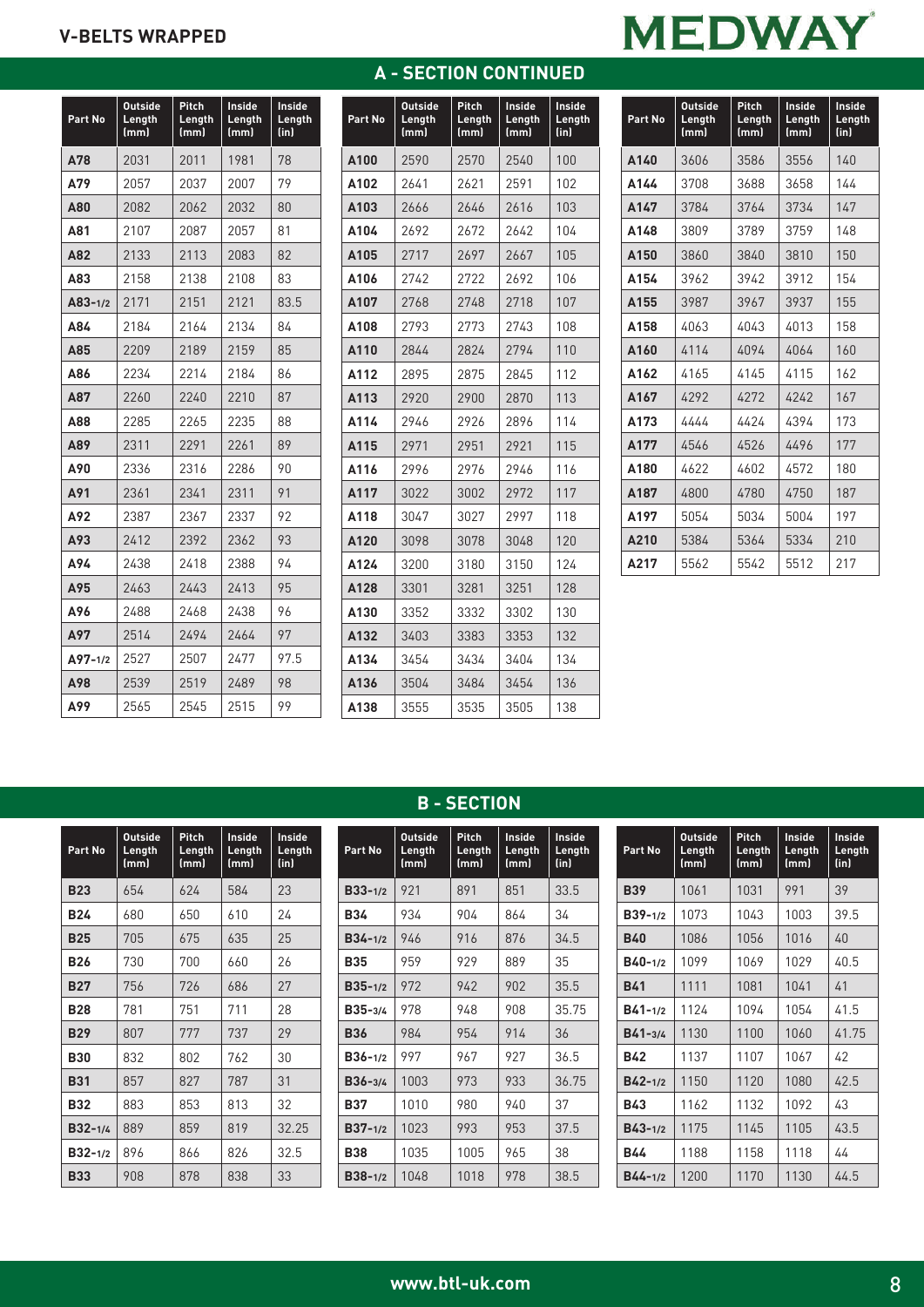## V-BELTS WRAPPED

MEDWAY

## A - SECTION CONTINUED

| Part No | Outside Length (mm) | Pitch Length (mm) | Inside Length (mm) | Inside Length (in) |
|---|---|---|---|---|
| **A78** | 2031 | 2011 | 1981 | 78 |
| **A79** | 2057 | 2037 | 2007 | 79 |
| **A80** | 2082 | 2062 | 2032 | 80 |
| **A81** | 2107 | 2087 | 2057 | 81 |
| **A82** | 2133 | 2113 | 2083 | 82 |
| **A83** | 2158 | 2138 | 2108 | 83 |
| **A83-1/2** | 2171 | 2151 | 2121 | 83.5 |
| **A84** | 2184 | 2164 | 2134 | 84 |
| **A85** | 2209 | 2189 | 2159 | 85 |
| **A86** | 2234 | 2214 | 2184 | 86 |
| **A87** | 2260 | 2240 | 2210 | 87 |
| **A88** | 2285 | 2265 | 2235 | 88 |
| **A89** | 2311 | 2291 | 2261 | 89 |
| **A90** | 2336 | 2316 | 2286 | 90 |
| **A91** | 2361 | 2341 | 2311 | 91 |
| **A92** | 2387 | 2367 | 2337 | 92 |
| **A93** | 2412 | 2392 | 2362 | 93 |
| **A94** | 2438 | 2418 | 2388 | 94 |
| **A95** | 2463 | 2443 | 2413 | 95 |
| **A96** | 2488 | 2468 | 2438 | 96 |
| **A97** | 2514 | 2494 | 2464 | 97 |
| **A97-1/2** | 2527 | 2507 | 2477 | 97.5 |
| **A98** | 2539 | 2519 | 2489 | 98 |
| **A99** | 2565 | 2545 | 2515 | 99 |
| **A100** | 2590 | 2570 | 2540 | 100 |
| **A102** | 2641 | 2621 | 2591 | 102 |
| **A103** | 2666 | 2646 | 2616 | 103 |
| **A104** | 2692 | 2672 | 2642 | 104 |
| **A105** | 2717 | 2697 | 2667 | 105 |
| **A106** | 2742 | 2722 | 2692 | 106 |
| **A107** | 2768 | 2748 | 2718 | 107 |
| **A108** | 2793 | 2773 | 2743 | 108 |
| **A110** | 2844 | 2824 | 2794 | 110 |
| **A112** | 2895 | 2875 | 2845 | 112 |
| **A113** | 2920 | 2900 | 2870 | 113 |
| **A114** | 2946 | 2926 | 2896 | 114 |
| **A115** | 2971 | 2951 | 2921 | 115 |
| **A116** | 2996 | 2976 | 2946 | 116 |
| **A117** | 3022 | 3002 | 2972 | 117 |
| **A118** | 3047 | 3027 | 2997 | 118 |
| **A120** | 3098 | 3078 | 3048 | 120 |
| **A124** | 3200 | 3180 | 3150 | 124 |
| **A128** | 3301 | 3281 | 3251 | 128 |
| **A130** | 3352 | 3332 | 3302 | 130 |
| **A132** | 3403 | 3383 | 3353 | 132 |
| **A134** | 3454 | 3434 | 3404 | 134 |
| **A136** | 3504 | 3484 | 3454 | 136 |
| **A138** | 3555 | 3535 | 3505 | 138 |
| **A140** | 3606 | 3586 | 3556 | 140 |
| **A144** | 3708 | 3688 | 3658 | 144 |
| **A147** | 3784 | 3764 | 3734 | 147 |
| **A148** | 3809 | 3789 | 3759 | 148 |
| **A150** | 3860 | 3840 | 3810 | 150 |
| **A154** | 3962 | 3942 | 3912 | 154 |
| **A155** | 3987 | 3967 | 3937 | 155 |
| **A158** | 4063 | 4043 | 4013 | 158 |
| **A160** | 4114 | 4094 | 4064 | 160 |
| **A162** | 4165 | 4145 | 4115 | 162 |
| **A167** | 4292 | 4272 | 4242 | 167 |
| **A173** | 4444 | 4424 | 4394 | 173 |
| **A177** | 4546 | 4526 | 4496 | 177 |
| **A180** | 4622 | 4602 | 4572 | 180 |
| **A187** | 4800 | 4780 | 4750 | 187 |
| **A197** | 5054 | 5034 | 5004 | 197 |
| **A210** | 5384 | 5364 | 5334 | 210 |
| **A217** | 5562 | 5542 | 5512 | 217 |

## B - SECTION

| Part No | Outside Length (mm) | Pitch Length (mm) | Inside Length (mm) | Inside Length (in) |
|---|---|---|---|---|
| **B23** | 654 | 624 | 584 | 23 |
| **B24** | 680 | 650 | 610 | 24 |
| **B25** | 705 | 675 | 635 | 25 |
| **B26** | 730 | 700 | 660 | 26 |
| **B27** | 756 | 726 | 686 | 27 |
| **B28** | 781 | 751 | 711 | 28 |
| **B29** | 807 | 777 | 737 | 29 |
| **B30** | 832 | 802 | 762 | 30 |
| **B31** | 857 | 827 | 787 | 31 |
| **B32** | 883 | 853 | 813 | 32 |
| **B32-1/4** | 889 | 859 | 819 | 32.25 |
| **B32-1/2** | 896 | 866 | 826 | 32.5 |
| **B33** | 908 | 878 | 838 | 33 |
| **B33-1/2** | 921 | 891 | 851 | 33.5 |
| **B34** | 934 | 904 | 864 | 34 |
| **B34-1/2** | 946 | 916 | 876 | 34.5 |
| **B35** | 959 | 929 | 889 | 35 |
| **B35-1/2** | 972 | 942 | 902 | 35.5 |
| **B35-3/4** | 978 | 948 | 908 | 35.75 |
| **B36** | 984 | 954 | 914 | 36 |
| **B36-1/2** | 997 | 967 | 927 | 36.5 |
| **B36-3/4** | 1003 | 973 | 933 | 36.75 |
| **B37** | 1010 | 980 | 940 | 37 |
| **B37-1/2** | 1023 | 993 | 953 | 37.5 |
| **B38** | 1035 | 1005 | 965 | 38 |
| **B38-1/2** | 1048 | 1018 | 978 | 38.5 |
| **B39** | 1061 | 1031 | 991 | 39 |
| **B39-1/2** | 1073 | 1043 | 1003 | 39.5 |
| **B40** | 1086 | 1056 | 1016 | 40 |
| **B40-1/2** | 1099 | 1069 | 1029 | 40.5 |
| **B41** | 1111 | 1081 | 1041 | 41 |
| **B41-1/2** | 1124 | 1094 | 1054 | 41.5 |
| **B41-3/4** | 1130 | 1100 | 1060 | 41.75 |
| **B42** | 1137 | 1107 | 1067 | 42 |
| **B42-1/2** | 1150 | 1120 | 1080 | 42.5 |
| **B43** | 1162 | 1132 | 1092 | 43 |
| **B43-1/2** | 1175 | 1145 | 1105 | 43.5 |
| **B44** | 1188 | 1158 | 1118 | 44 |
| **B44-1/2** | 1200 | 1170 | 1130 | 44.5 |

www.btl-uk.com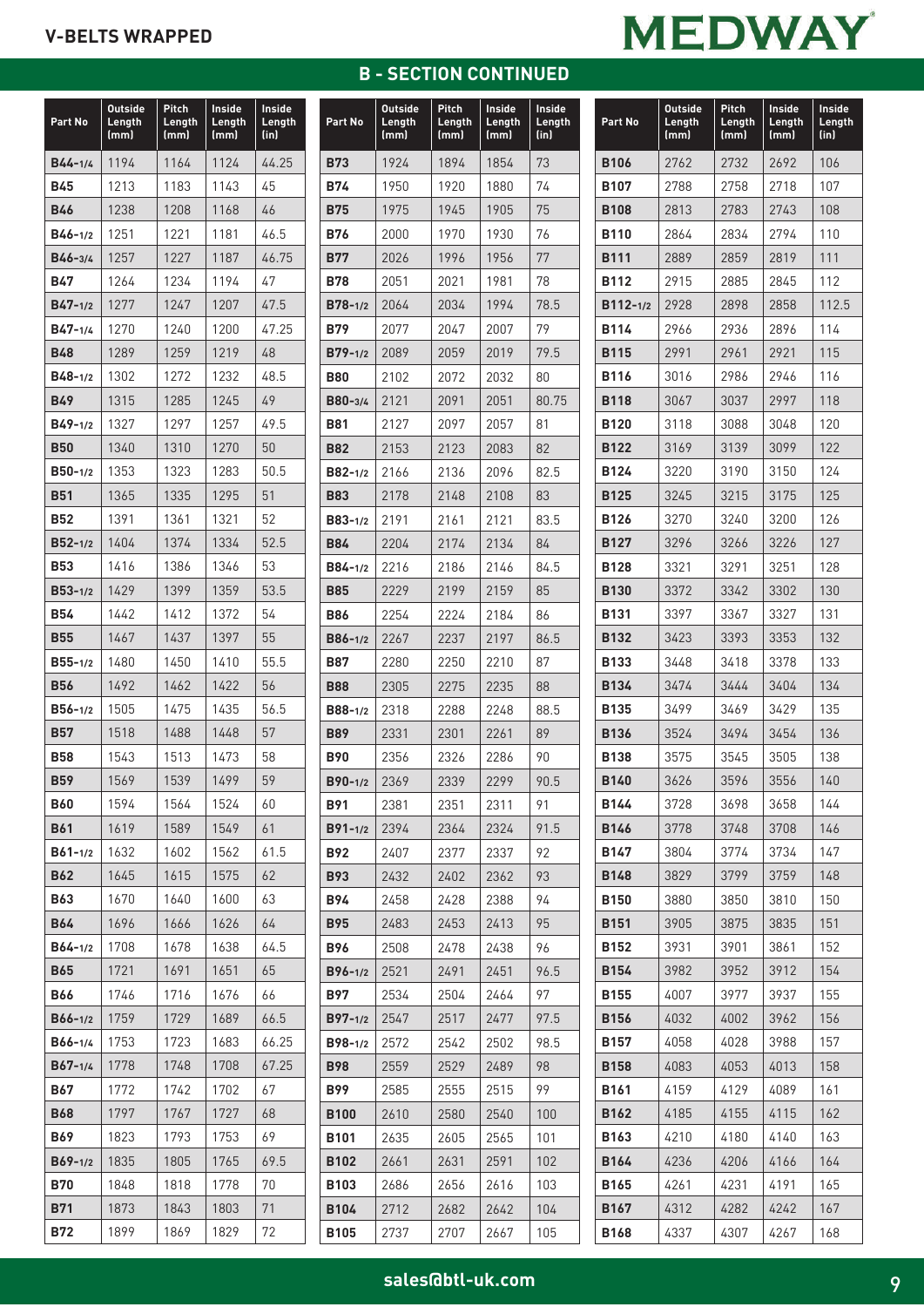## V-BELTS WRAPPED

MEDWAY

## B - SECTION CONTINUED

| Part No | Outside Length (mm) | Pitch Length (mm) | Inside Length (mm) | Inside Length (in) |
|---|---|---|---|---|
| B44-1/4 | 1194 | 1164 | 1124 | 44.25 |
| B45 | 1213 | 1183 | 1143 | 45 |
| B46 | 1238 | 1208 | 1168 | 46 |
| B46-1/2 | 1251 | 1221 | 1181 | 46.5 |
| B46-3/4 | 1257 | 1227 | 1187 | 46.75 |
| B47 | 1264 | 1234 | 1194 | 47 |
| B47-1/2 | 1277 | 1247 | 1207 | 47.5 |
| B47-1/4 | 1270 | 1240 | 1200 | 47.25 |
| B48 | 1289 | 1259 | 1219 | 48 |
| B48-1/2 | 1302 | 1272 | 1232 | 48.5 |
| B49 | 1315 | 1285 | 1245 | 49 |
| B49-1/2 | 1327 | 1297 | 1257 | 49.5 |
| B50 | 1340 | 1310 | 1270 | 50 |
| B50-1/2 | 1353 | 1323 | 1283 | 50.5 |
| B51 | 1365 | 1335 | 1295 | 51 |
| B52 | 1391 | 1361 | 1321 | 52 |
| B52-1/2 | 1404 | 1374 | 1334 | 52.5 |
| B53 | 1416 | 1386 | 1346 | 53 |
| B53-1/2 | 1429 | 1399 | 1359 | 53.5 |
| B54 | 1442 | 1412 | 1372 | 54 |
| B55 | 1467 | 1437 | 1397 | 55 |
| B55-1/2 | 1480 | 1450 | 1410 | 55.5 |
| B56 | 1492 | 1462 | 1422 | 56 |
| B56-1/2 | 1505 | 1475 | 1435 | 56.5 |
| B57 | 1518 | 1488 | 1448 | 57 |
| B58 | 1543 | 1513 | 1473 | 58 |
| B59 | 1569 | 1539 | 1499 | 59 |
| B60 | 1594 | 1564 | 1524 | 60 |
| B61 | 1619 | 1589 | 1549 | 61 |
| B61-1/2 | 1632 | 1602 | 1562 | 61.5 |
| B62 | 1645 | 1615 | 1575 | 62 |
| B63 | 1670 | 1640 | 1600 | 63 |
| B64 | 1696 | 1666 | 1626 | 64 |
| B64-1/2 | 1708 | 1678 | 1638 | 64.5 |
| B65 | 1721 | 1691 | 1651 | 65 |
| B66 | 1746 | 1716 | 1676 | 66 |
| B66-1/2 | 1759 | 1729 | 1689 | 66.5 |
| B66-1/4 | 1753 | 1723 | 1683 | 66.25 |
| B67-1/4 | 1778 | 1748 | 1708 | 67.25 |
| B67 | 1772 | 1742 | 1702 | 67 |
| B68 | 1797 | 1767 | 1727 | 68 |
| B69 | 1823 | 1793 | 1753 | 69 |
| B69-1/2 | 1835 | 1805 | 1765 | 69.5 |
| B70 | 1848 | 1818 | 1778 | 70 |
| B71 | 1873 | 1843 | 1803 | 71 |
| B72 | 1899 | 1869 | 1829 | 72 |
| B73 | 1924 | 1894 | 1854 | 73 |
| B74 | 1950 | 1920 | 1880 | 74 |
| B75 | 1975 | 1945 | 1905 | 75 |
| B76 | 2000 | 1970 | 1930 | 76 |
| B77 | 2026 | 1996 | 1956 | 77 |
| B78 | 2051 | 2021 | 1981 | 78 |
| B78-1/2 | 2064 | 2034 | 1994 | 78.5 |
| B79 | 2077 | 2047 | 2007 | 79 |
| B79-1/2 | 2089 | 2059 | 2019 | 79.5 |
| B80 | 2102 | 2072 | 2032 | 80 |
| B80-3/4 | 2121 | 2091 | 2051 | 80.75 |
| B81 | 2127 | 2097 | 2057 | 81 |
| B82 | 2153 | 2123 | 2083 | 82 |
| B82-1/2 | 2166 | 2136 | 2096 | 82.5 |
| B83 | 2178 | 2148 | 2108 | 83 |
| B83-1/2 | 2191 | 2161 | 2121 | 83.5 |
| B84 | 2204 | 2174 | 2134 | 84 |
| B84-1/2 | 2216 | 2186 | 2146 | 84.5 |
| B85 | 2229 | 2199 | 2159 | 85 |
| B86 | 2254 | 2224 | 2184 | 86 |
| B86-1/2 | 2267 | 2237 | 2197 | 86.5 |
| B87 | 2280 | 2250 | 2210 | 87 |
| B88 | 2305 | 2275 | 2235 | 88 |
| B88-1/2 | 2318 | 2288 | 2248 | 88.5 |
| B89 | 2331 | 2301 | 2261 | 89 |
| B90 | 2356 | 2326 | 2286 | 90 |
| B90-1/2 | 2369 | 2339 | 2299 | 90.5 |
| B91 | 2381 | 2351 | 2311 | 91 |
| B91-1/2 | 2394 | 2364 | 2324 | 91.5 |
| B92 | 2407 | 2377 | 2337 | 92 |
| B93 | 2432 | 2402 | 2362 | 93 |
| B94 | 2458 | 2428 | 2388 | 94 |
| B95 | 2483 | 2453 | 2413 | 95 |
| B96 | 2508 | 2478 | 2438 | 96 |
| B96-1/2 | 2521 | 2491 | 2451 | 96.5 |
| B97 | 2534 | 2504 | 2464 | 97 |
| B97-1/2 | 2547 | 2517 | 2477 | 97.5 |
| B98-1/2 | 2572 | 2542 | 2502 | 98.5 |
| B98 | 2559 | 2529 | 2489 | 98 |
| B99 | 2585 | 2555 | 2515 | 99 |
| B100 | 2610 | 2580 | 2540 | 100 |
| B101 | 2635 | 2605 | 2565 | 101 |
| B102 | 2661 | 2631 | 2591 | 102 |
| B103 | 2686 | 2656 | 2616 | 103 |
| B104 | 2712 | 2682 | 2642 | 104 |
| B105 | 2737 | 2707 | 2667 | 105 |
| B106 | 2762 | 2732 | 2692 | 106 |
| B107 | 2788 | 2758 | 2718 | 107 |
| B108 | 2813 | 2783 | 2743 | 108 |
| B110 | 2864 | 2834 | 2794 | 110 |
| B111 | 2889 | 2859 | 2819 | 111 |
| B112 | 2915 | 2885 | 2845 | 112 |
| B112-1/2 | 2928 | 2898 | 2858 | 112.5 |
| B114 | 2966 | 2936 | 2896 | 114 |
| B115 | 2991 | 2961 | 2921 | 115 |
| B116 | 3016 | 2986 | 2946 | 116 |
| B118 | 3067 | 3037 | 2997 | 118 |
| B120 | 3118 | 3088 | 3048 | 120 |
| B122 | 3169 | 3139 | 3099 | 122 |
| B124 | 3220 | 3190 | 3150 | 124 |
| B125 | 3245 | 3215 | 3175 | 125 |
| B126 | 3270 | 3240 | 3200 | 126 |
| B127 | 3296 | 3266 | 3226 | 127 |
| B128 | 3321 | 3291 | 3251 | 128 |
| B130 | 3372 | 3342 | 3302 | 130 |
| B131 | 3397 | 3367 | 3327 | 131 |
| B132 | 3423 | 3393 | 3353 | 132 |
| B133 | 3448 | 3418 | 3378 | 133 |
| B134 | 3474 | 3444 | 3404 | 134 |
| B135 | 3499 | 3469 | 3429 | 135 |
| B136 | 3524 | 3494 | 3454 | 136 |
| B138 | 3575 | 3545 | 3505 | 138 |
| B140 | 3626 | 3596 | 3556 | 140 |
| B144 | 3728 | 3698 | 3658 | 144 |
| B146 | 3778 | 3748 | 3708 | 146 |
| B147 | 3804 | 3774 | 3734 | 147 |
| B148 | 3829 | 3799 | 3759 | 148 |
| B150 | 3880 | 3850 | 3810 | 150 |
| B151 | 3905 | 3875 | 3835 | 151 |
| B152 | 3931 | 3901 | 3861 | 152 |
| B154 | 3982 | 3952 | 3912 | 154 |
| B155 | 4007 | 3977 | 3937 | 155 |
| B156 | 4032 | 4002 | 3962 | 156 |
| B157 | 4058 | 4028 | 3988 | 157 |
| B158 | 4083 | 4053 | 4013 | 158 |
| B161 | 4159 | 4129 | 4089 | 161 |
| B162 | 4185 | 4155 | 4115 | 162 |
| B163 | 4210 | 4180 | 4140 | 163 |
| B164 | 4236 | 4206 | 4166 | 164 |
| B165 | 4261 | 4231 | 4191 | 165 |
| B167 | 4312 | 4282 | 4242 | 167 |
| B168 | 4337 | 4307 | 4267 | 168 |

sales@btl-uk.com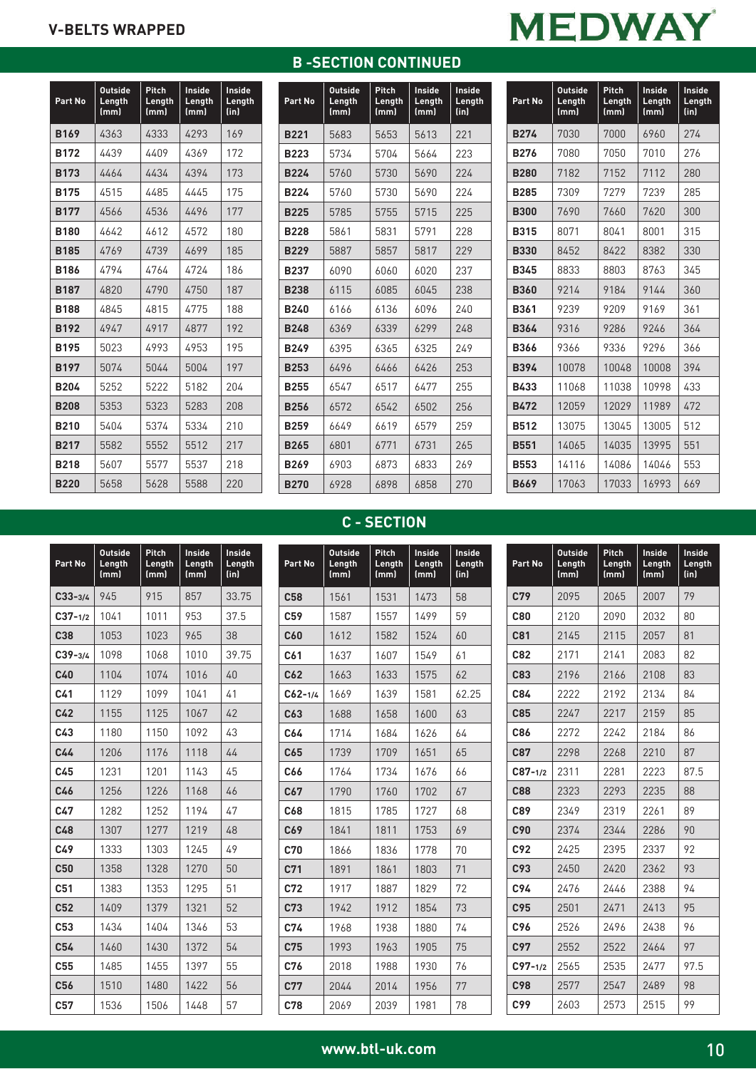## V-BELTS WRAPPED

MEDWAY

## B -SECTION CONTINUED

| Part No | Outside Length (mm) | Pitch Length (mm) | Inside Length (mm) | Inside Length (in) |
|---|---|---|---|---|
| B169 | 4363 | 4333 | 4293 | 169 |
| B172 | 4439 | 4409 | 4369 | 172 |
| B173 | 4464 | 4434 | 4394 | 173 |
| B175 | 4515 | 4485 | 4445 | 175 |
| B177 | 4566 | 4536 | 4496 | 177 |
| B180 | 4642 | 4612 | 4572 | 180 |
| B185 | 4769 | 4739 | 4699 | 185 |
| B186 | 4794 | 4764 | 4724 | 186 |
| B187 | 4820 | 4790 | 4750 | 187 |
| B188 | 4845 | 4815 | 4775 | 188 |
| B192 | 4947 | 4917 | 4877 | 192 |
| B195 | 5023 | 4993 | 4953 | 195 |
| B197 | 5074 | 5044 | 5004 | 197 |
| B204 | 5252 | 5222 | 5182 | 204 |
| B208 | 5353 | 5323 | 5283 | 208 |
| B210 | 5404 | 5374 | 5334 | 210 |
| B217 | 5582 | 5552 | 5512 | 217 |
| B218 | 5607 | 5577 | 5537 | 218 |
| B220 | 5658 | 5628 | 5588 | 220 |
| B221 | 5683 | 5653 | 5613 | 221 |
| B223 | 5734 | 5704 | 5664 | 223 |
| B224 | 5760 | 5730 | 5690 | 224 |
| B224 | 5760 | 5730 | 5690 | 224 |
| B225 | 5785 | 5755 | 5715 | 225 |
| B228 | 5861 | 5831 | 5791 | 228 |
| B229 | 5887 | 5857 | 5817 | 229 |
| B237 | 6090 | 6060 | 6020 | 237 |
| B238 | 6115 | 6085 | 6045 | 238 |
| B240 | 6166 | 6136 | 6096 | 240 |
| B248 | 6369 | 6339 | 6299 | 248 |
| B249 | 6395 | 6365 | 6325 | 249 |
| B253 | 6496 | 6466 | 6426 | 253 |
| B255 | 6547 | 6517 | 6477 | 255 |
| B256 | 6572 | 6542 | 6502 | 256 |
| B259 | 6649 | 6619 | 6579 | 259 |
| B265 | 6801 | 6771 | 6731 | 265 |
| B269 | 6903 | 6873 | 6833 | 269 |
| B270 | 6928 | 6898 | 6858 | 270 |
| B274 | 7030 | 7000 | 6960 | 274 |
| B276 | 7080 | 7050 | 7010 | 276 |
| B280 | 7182 | 7152 | 7112 | 280 |
| B285 | 7309 | 7279 | 7239 | 285 |
| B300 | 7690 | 7660 | 7620 | 300 |
| B315 | 8071 | 8041 | 8001 | 315 |
| B330 | 8452 | 8422 | 8382 | 330 |
| B345 | 8833 | 8803 | 8763 | 345 |
| B360 | 9214 | 9184 | 9144 | 360 |
| B361 | 9239 | 9209 | 9169 | 361 |
| B364 | 9316 | 9286 | 9246 | 364 |
| B366 | 9366 | 9336 | 9296 | 366 |
| B394 | 10078 | 10048 | 10008 | 394 |
| B433 | 11068 | 11038 | 10998 | 433 |
| B472 | 12059 | 12029 | 11989 | 472 |
| B512 | 13075 | 13045 | 13005 | 512 |
| B551 | 14065 | 14035 | 13995 | 551 |
| B553 | 14116 | 14086 | 14046 | 553 |
| B669 | 17063 | 17033 | 16993 | 669 |

## C - SECTION

| Part No | Outside Length (mm) | Pitch Length (mm) | Inside Length (mm) | Inside Length (in) |
|---|---|---|---|---|
| C33-3/4 | 945 | 915 | 857 | 33.75 |
| C37-1/2 | 1041 | 1011 | 953 | 37.5 |
| C38 | 1053 | 1023 | 965 | 38 |
| C39-3/4 | 1098 | 1068 | 1010 | 39.75 |
| C40 | 1104 | 1074 | 1016 | 40 |
| C41 | 1129 | 1099 | 1041 | 41 |
| C42 | 1155 | 1125 | 1067 | 42 |
| C43 | 1180 | 1150 | 1092 | 43 |
| C44 | 1206 | 1176 | 1118 | 44 |
| C45 | 1231 | 1201 | 1143 | 45 |
| C46 | 1256 | 1226 | 1168 | 46 |
| C47 | 1282 | 1252 | 1194 | 47 |
| C48 | 1307 | 1277 | 1219 | 48 |
| C49 | 1333 | 1303 | 1245 | 49 |
| C50 | 1358 | 1328 | 1270 | 50 |
| C51 | 1383 | 1353 | 1295 | 51 |
| C52 | 1409 | 1379 | 1321 | 52 |
| C53 | 1434 | 1404 | 1346 | 53 |
| C54 | 1460 | 1430 | 1372 | 54 |
| C55 | 1485 | 1455 | 1397 | 55 |
| C56 | 1510 | 1480 | 1422 | 56 |
| C57 | 1536 | 1506 | 1448 | 57 |
| C58 | 1561 | 1531 | 1473 | 58 |
| C59 | 1587 | 1557 | 1499 | 59 |
| C60 | 1612 | 1582 | 1524 | 60 |
| C61 | 1637 | 1607 | 1549 | 61 |
| C62 | 1663 | 1633 | 1575 | 62 |
| C62-1/4 | 1669 | 1639 | 1581 | 62.25 |
| C63 | 1688 | 1658 | 1600 | 63 |
| C64 | 1714 | 1684 | 1626 | 64 |
| C65 | 1739 | 1709 | 1651 | 65 |
| C66 | 1764 | 1734 | 1676 | 66 |
| C67 | 1790 | 1760 | 1702 | 67 |
| C68 | 1815 | 1785 | 1727 | 68 |
| C69 | 1841 | 1811 | 1753 | 69 |
| C70 | 1866 | 1836 | 1778 | 70 |
| C71 | 1891 | 1861 | 1803 | 71 |
| C72 | 1917 | 1887 | 1829 | 72 |
| C73 | 1942 | 1912 | 1854 | 73 |
| C74 | 1968 | 1938 | 1880 | 74 |
| C75 | 1993 | 1963 | 1905 | 75 |
| C76 | 2018 | 1988 | 1930 | 76 |
| C77 | 2044 | 2014 | 1956 | 77 |
| C78 | 2069 | 2039 | 1981 | 78 |
| C79 | 2095 | 2065 | 2007 | 79 |
| C80 | 2120 | 2090 | 2032 | 80 |
| C81 | 2145 | 2115 | 2057 | 81 |
| C82 | 2171 | 2141 | 2083 | 82 |
| C83 | 2196 | 2166 | 2108 | 83 |
| C84 | 2222 | 2192 | 2134 | 84 |
| C85 | 2247 | 2217 | 2159 | 85 |
| C86 | 2272 | 2242 | 2184 | 86 |
| C87 | 2298 | 2268 | 2210 | 87 |
| C87-1/2 | 2311 | 2281 | 2223 | 87.5 |
| C88 | 2323 | 2293 | 2235 | 88 |
| C89 | 2349 | 2319 | 2261 | 89 |
| C90 | 2374 | 2344 | 2286 | 90 |
| C92 | 2425 | 2395 | 2337 | 92 |
| C93 | 2450 | 2420 | 2362 | 93 |
| C94 | 2476 | 2446 | 2388 | 94 |
| C95 | 2501 | 2471 | 2413 | 95 |
| C96 | 2526 | 2496 | 2438 | 96 |
| C97 | 2552 | 2522 | 2464 | 97 |
| C97-1/2 | 2565 | 2535 | 2477 | 97.5 |
| C98 | 2577 | 2547 | 2489 | 98 |
| C99 | 2603 | 2573 | 2515 | 99 |

www.btl-uk.com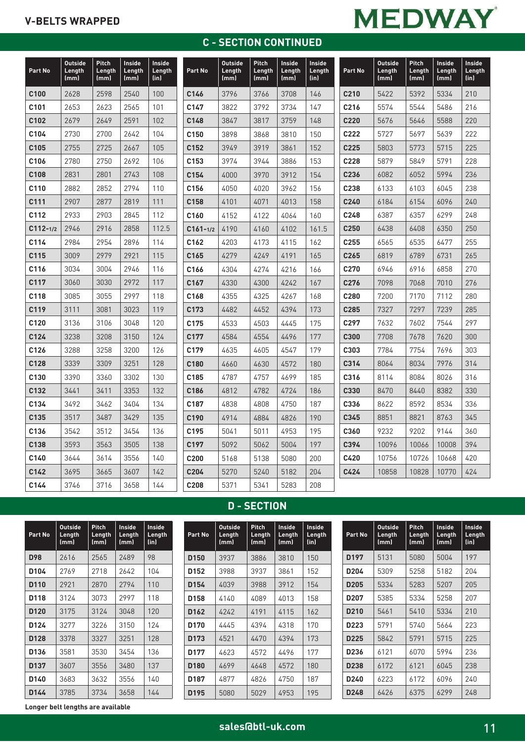## V-BELTS WRAPPED

MEDWAY

## C - SECTION CONTINUED

| Part No | Outside Length (mm) | Pitch Length (mm) | Inside Length (mm) | Inside Length (in) |
|---|---|---|---|---|
| C100 | 2628 | 2598 | 2540 | 100 |
| C101 | 2653 | 2623 | 2565 | 101 |
| C102 | 2679 | 2649 | 2591 | 102 |
| C104 | 2730 | 2700 | 2642 | 104 |
| C105 | 2755 | 2725 | 2667 | 105 |
| C106 | 2780 | 2750 | 2692 | 106 |
| C108 | 2831 | 2801 | 2743 | 108 |
| C110 | 2882 | 2852 | 2794 | 110 |
| C111 | 2907 | 2877 | 2819 | 111 |
| C112 | 2933 | 2903 | 2845 | 112 |
| C112-1/2 | 2946 | 2916 | 2858 | 112.5 |
| C114 | 2984 | 2954 | 2896 | 114 |
| C115 | 3009 | 2979 | 2921 | 115 |
| C116 | 3034 | 3004 | 2946 | 116 |
| C117 | 3060 | 3030 | 2972 | 117 |
| C118 | 3085 | 3055 | 2997 | 118 |
| C119 | 3111 | 3081 | 3023 | 119 |
| C120 | 3136 | 3106 | 3048 | 120 |
| C124 | 3238 | 3208 | 3150 | 124 |
| C126 | 3288 | 3258 | 3200 | 126 |
| C128 | 3339 | 3309 | 3251 | 128 |
| C130 | 3390 | 3360 | 3302 | 130 |
| C132 | 3441 | 3411 | 3353 | 132 |
| C134 | 3492 | 3462 | 3404 | 134 |
| C135 | 3517 | 3487 | 3429 | 135 |
| C136 | 3542 | 3512 | 3454 | 136 |
| C138 | 3593 | 3563 | 3505 | 138 |
| C140 | 3644 | 3614 | 3556 | 140 |
| C142 | 3695 | 3665 | 3607 | 142 |
| C144 | 3746 | 3716 | 3658 | 144 |
| C146 | 3796 | 3766 | 3708 | 146 |
| C147 | 3822 | 3792 | 3734 | 147 |
| C148 | 3847 | 3817 | 3759 | 148 |
| C150 | 3898 | 3868 | 3810 | 150 |
| C152 | 3949 | 3919 | 3861 | 152 |
| C153 | 3974 | 3944 | 3886 | 153 |
| C154 | 4000 | 3970 | 3912 | 154 |
| C156 | 4050 | 4020 | 3962 | 156 |
| C158 | 4101 | 4071 | 4013 | 158 |
| C160 | 4152 | 4122 | 4064 | 160 |
| C161-1/2 | 4190 | 4160 | 4102 | 161.5 |
| C162 | 4203 | 4173 | 4115 | 162 |
| C165 | 4279 | 4249 | 4191 | 165 |
| C166 | 4304 | 4274 | 4216 | 166 |
| C167 | 4330 | 4300 | 4242 | 167 |
| C168 | 4355 | 4325 | 4267 | 168 |
| C173 | 4482 | 4452 | 4394 | 173 |
| C175 | 4533 | 4503 | 4445 | 175 |
| C177 | 4584 | 4554 | 4496 | 177 |
| C179 | 4635 | 4605 | 4547 | 179 |
| C180 | 4660 | 4630 | 4572 | 180 |
| C185 | 4787 | 4757 | 4699 | 185 |
| C186 | 4812 | 4782 | 4724 | 186 |
| C187 | 4838 | 4808 | 4750 | 187 |
| C190 | 4914 | 4884 | 4826 | 190 |
| C195 | 5041 | 5011 | 4953 | 195 |
| C197 | 5092 | 5062 | 5004 | 197 |
| C200 | 5168 | 5138 | 5080 | 200 |
| C204 | 5270 | 5240 | 5182 | 204 |
| C208 | 5371 | 5341 | 5283 | 208 |
| C210 | 5422 | 5392 | 5334 | 210 |
| C216 | 5574 | 5544 | 5486 | 216 |
| C220 | 5676 | 5646 | 5588 | 220 |
| C222 | 5727 | 5697 | 5639 | 222 |
| C225 | 5803 | 5773 | 5715 | 225 |
| C228 | 5879 | 5849 | 5791 | 228 |
| C236 | 6082 | 6052 | 5994 | 236 |
| C238 | 6133 | 6103 | 6045 | 238 |
| C240 | 6184 | 6154 | 6096 | 240 |
| C248 | 6387 | 6357 | 6299 | 248 |
| C250 | 6438 | 6408 | 6350 | 250 |
| C255 | 6565 | 6535 | 6477 | 255 |
| C265 | 6819 | 6789 | 6731 | 265 |
| C270 | 6946 | 6916 | 6858 | 270 |
| C276 | 7098 | 7068 | 7010 | 276 |
| C280 | 7200 | 7170 | 7112 | 280 |
| C285 | 7327 | 7297 | 7239 | 285 |
| C297 | 7632 | 7602 | 7544 | 297 |
| C300 | 7708 | 7678 | 7620 | 300 |
| C303 | 7784 | 7754 | 7696 | 303 |
| C314 | 8064 | 8034 | 7976 | 314 |
| C316 | 8114 | 8084 | 8026 | 316 |
| C330 | 8470 | 8440 | 8382 | 330 |
| C336 | 8622 | 8592 | 8534 | 336 |
| C345 | 8851 | 8821 | 8763 | 345 |
| C360 | 9232 | 9202 | 9144 | 360 |
| C394 | 10096 | 10066 | 10008 | 394 |
| C420 | 10756 | 10726 | 10668 | 420 |
| C424 | 10858 | 10828 | 10770 | 424 |

## D - SECTION

| Part No | Outside Length (mm) | Pitch Length (mm) | Inside Length (mm) | Inside Length (in) |
|---|---|---|---|---|
| D98 | 2616 | 2565 | 2489 | 98 |
| D104 | 2769 | 2718 | 2642 | 104 |
| D110 | 2921 | 2870 | 2794 | 110 |
| D118 | 3124 | 3073 | 2997 | 118 |
| D120 | 3175 | 3124 | 3048 | 120 |
| D124 | 3277 | 3226 | 3150 | 124 |
| D128 | 3378 | 3327 | 3251 | 128 |
| D136 | 3581 | 3530 | 3454 | 136 |
| D137 | 3607 | 3556 | 3480 | 137 |
| D140 | 3683 | 3632 | 3556 | 140 |
| D144 | 3785 | 3734 | 3658 | 144 |
| D150 | 3937 | 3886 | 3810 | 150 |
| D152 | 3988 | 3937 | 3861 | 152 |
| D154 | 4039 | 3988 | 3912 | 154 |
| D158 | 4140 | 4089 | 4013 | 158 |
| D162 | 4242 | 4191 | 4115 | 162 |
| D170 | 4445 | 4394 | 4318 | 170 |
| D173 | 4521 | 4470 | 4394 | 173 |
| D177 | 4623 | 4572 | 4496 | 177 |
| D180 | 4699 | 4648 | 4572 | 180 |
| D187 | 4877 | 4826 | 4750 | 187 |
| D195 | 5080 | 5029 | 4953 | 195 |
| D197 | 5131 | 5080 | 5004 | 197 |
| D204 | 5309 | 5258 | 5182 | 204 |
| D205 | 5334 | 5283 | 5207 | 205 |
| D207 | 5385 | 5334 | 5258 | 207 |
| D210 | 5461 | 5410 | 5334 | 210 |
| D223 | 5791 | 5740 | 5664 | 223 |
| D225 | 5842 | 5791 | 5715 | 225 |
| D236 | 6121 | 6070 | 5994 | 236 |
| D238 | 6172 | 6121 | 6045 | 238 |
| D240 | 6223 | 6172 | 6096 | 240 |
| D248 | 6426 | 6375 | 6299 | 248 |

**Longer belt lengths are available**

**sales@btl-uk.com**